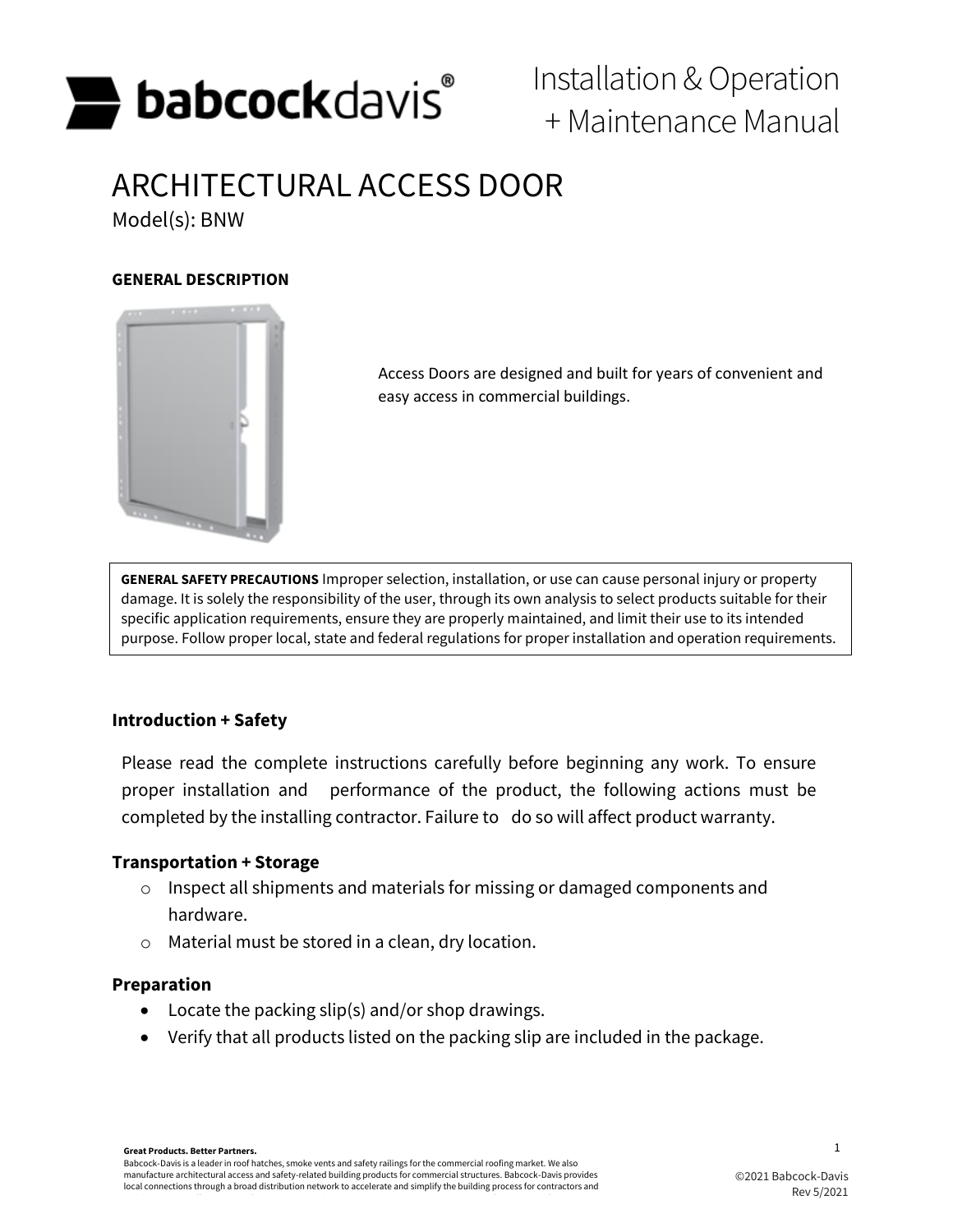# ARCHITECTURAL ACCESS DOOR

Model(s): BNW

**Installation & Operation + Maintenance Manual**

**GENERAL DESCRIPTION**

Access Doors are designed and built for years of convenient and easy access in commercial buildings.

**GENERAL SAFETY PRECAUTIONS** Improper selection, installation, or use can cause personal injury or property damage. It is solely the responsibility of the user, through its own analysis to select products suitable for their specific application requirements, ensure they are properly maintained, and limit their use to its intended purpose. Follow proper local, state and federal regulations for proper installation and operation requirements.

## Introduction + Safety

Please read the complete instructions carefully before beginning any work. To ensure proper installation and performance of the product, the following actions must be completed by the installing contractor. Failure to do so will affect product warranty.

## Transportation + Storage

- Inspect all shipments and materials for missing or damaged components and hardware.
- Material must be stored in a clean, dry location.

## Preparation

- Locate the packing slip(s) and/or shop drawings.
- Verify that all products listed on the packing slip are included in the package.

**Great Products. Better Partners.**
Babcock-Davis is a leader in roof hatches, smoke vents and safety railings for the commercial roofing market. We also manufacture architectural access and safety-related building products for commercial structures. Babcock-Davis provides local connections through a broad distribution network to accelerate and simplify the building process for contractors and

©2021 Babcock-Davis
Rev 5/2021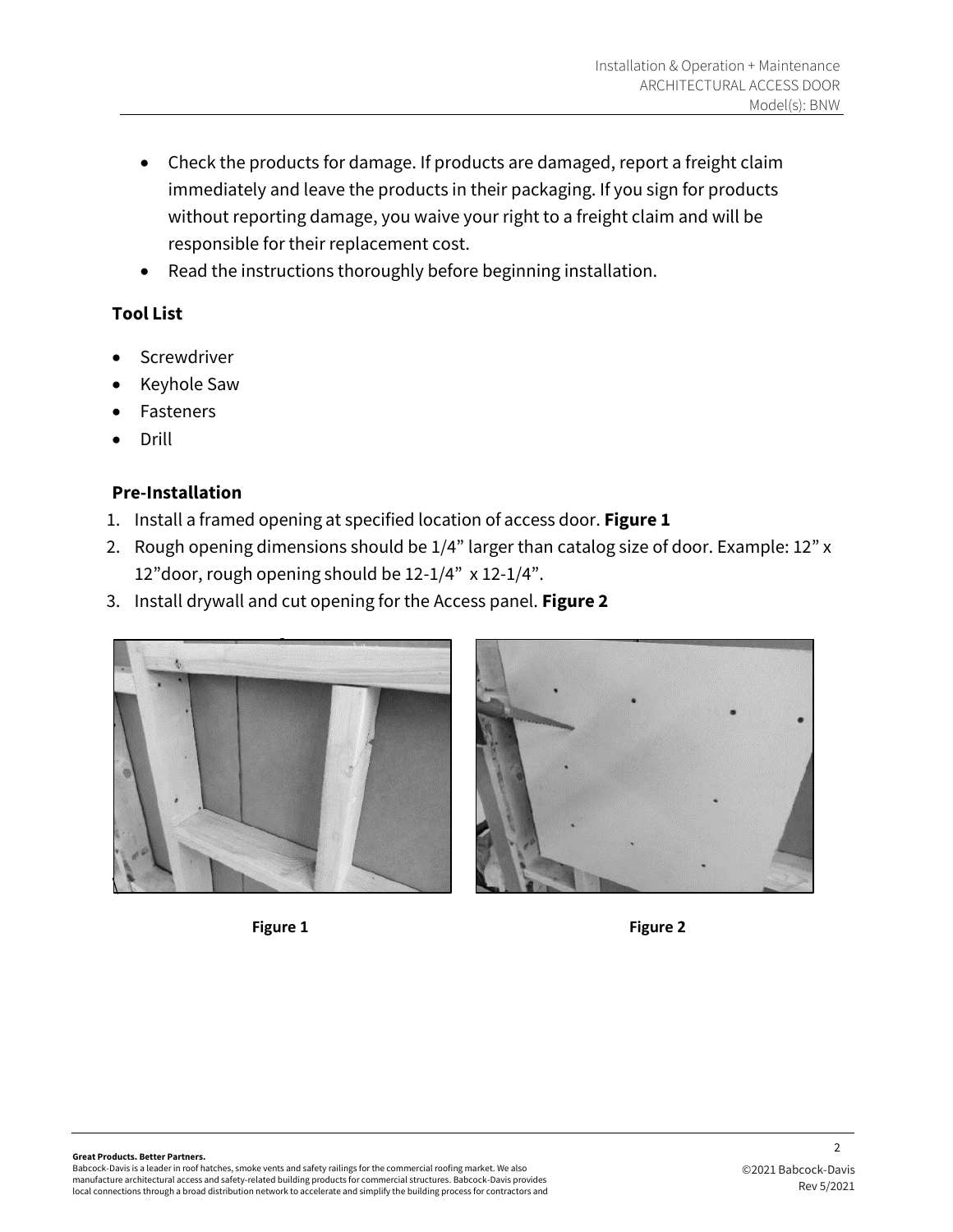- Check the products for damage. If products are damaged, report a freight claim immediately and leave the products in their packaging. If you sign for products without reporting damage, you waive your right to a freight claim and will be responsible for their replacement cost.
- Read the instructions thoroughly before beginning installation.

### Tool List

- Screwdriver
- Keyhole Saw
- Fasteners
- Drill

### Pre-Installation

1. Install a framed opening at specified location of access door. **Figure 1**
2. Rough opening dimensions should be 1/4" larger than catalog size of door. Example: 12" x 12"door, rough opening should be 12-1/4" x 12-1/4".
3. Install drywall and cut opening for the Access panel. **Figure 2**

**Figure 1**

**Figure 2**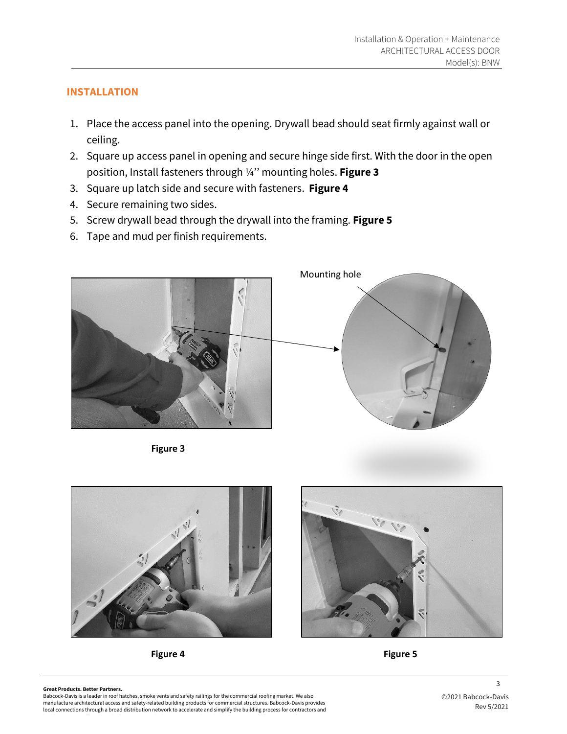## INSTALLATION

1. Place the access panel into the opening. Drywall bead should seat firmly against wall or ceiling.
2. Square up access panel in opening and secure hinge side first. With the door in the open position, Install fasteners through ¼'' mounting holes. **Figure 3**
3. Square up latch side and secure with fasteners. **Figure 4**
4. Secure remaining two sides.
5. Screw drywall bead through the drywall into the framing. **Figure 5**
6. Tape and mud per finish requirements.

Mounting hole

**Figure 3**

**Figure 4**

**Figure 5**

**Great Products. Better Partners.**
Babcock-Davis is a leader in roof hatches, smoke vents and safety railings for the commercial roofing market. We also manufacture architectural access and safety-related building products for commercial structures. Babcock-Davis provides local connections through a broad distribution network to accelerate and simplify the building process for contractors and

©2021 Babcock-Davis
Rev 5/2021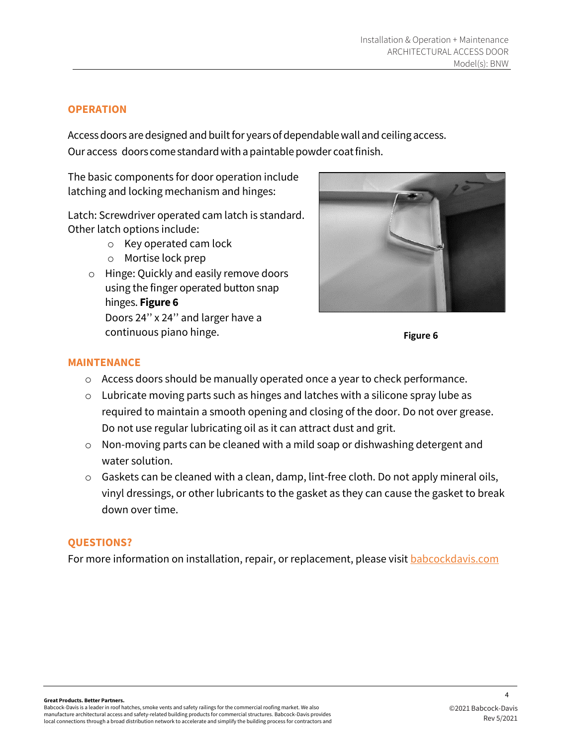## OPERATION

Access doors are designed and built for years of dependable wall and ceiling access. Our access doors come standard with a paintable powder coat finish.

The basic components for door operation include latching and locking mechanism and hinges:

Latch: Screwdriver operated cam latch is standard. Other latch options include:

- Key operated cam lock
- Mortise lock prep

- Hinge: Quickly and easily remove doors using the finger operated button snap hinges. **Figure 6**
  Doors 24'' x 24'' and larger have a continuous piano hinge.

**Figure 6**

## MAINTENANCE

- Access doors should be manually operated once a year to check performance.
- Lubricate moving parts such as hinges and latches with a silicone spray lube as required to maintain a smooth opening and closing of the door. Do not over grease. Do not use regular lubricating oil as it can attract dust and grit.
- Non-moving parts can be cleaned with a mild soap or dishwashing detergent and water solution.
- Gaskets can be cleaned with a clean, damp, lint-free cloth. Do not apply mineral oils, vinyl dressings, or other lubricants to the gasket as they can cause the gasket to break down over time.

## QUESTIONS?

For more information on installation, repair, or replacement, please visit [babcockdavis.com](babcockdavis.com)